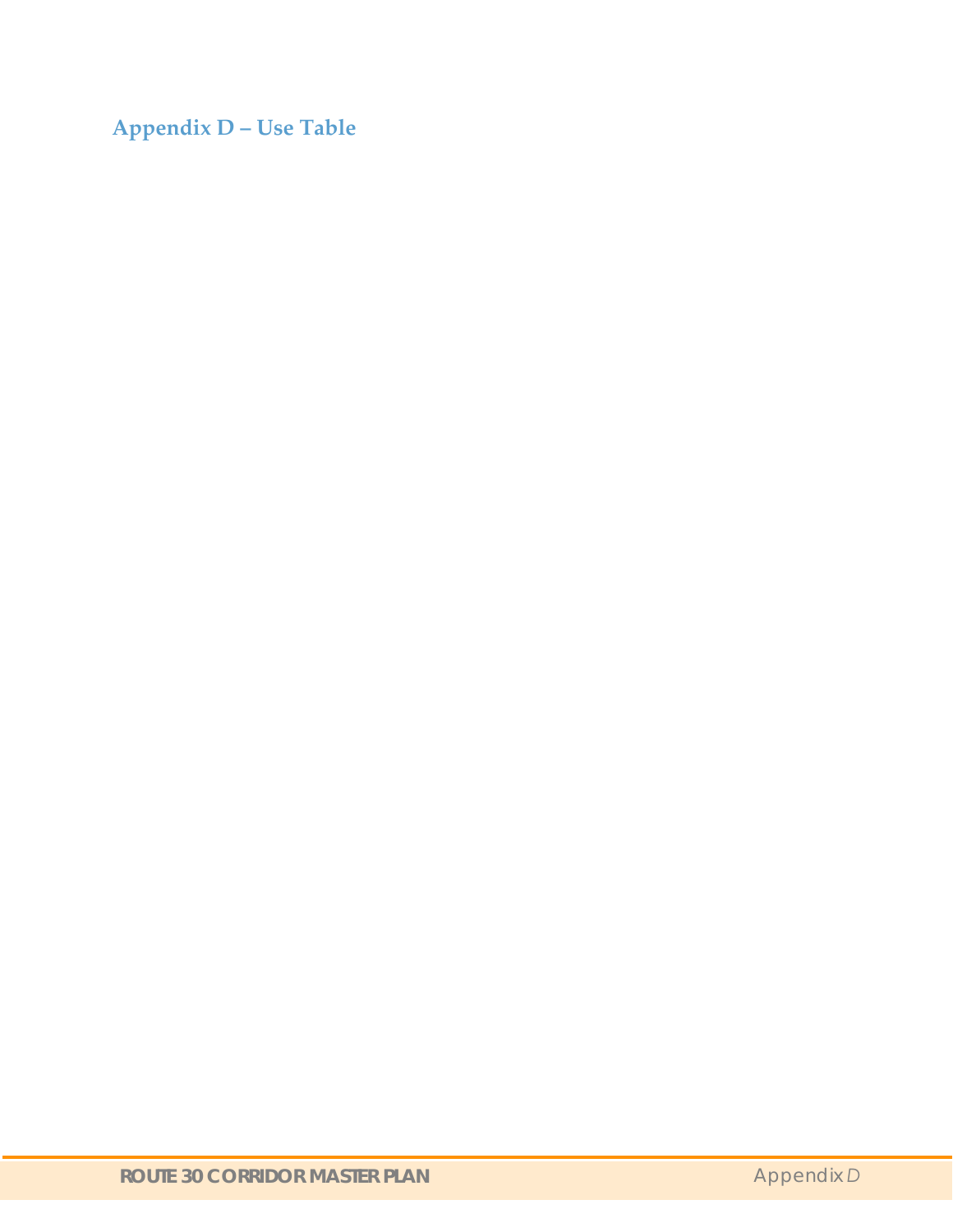# Appendix D – Use Table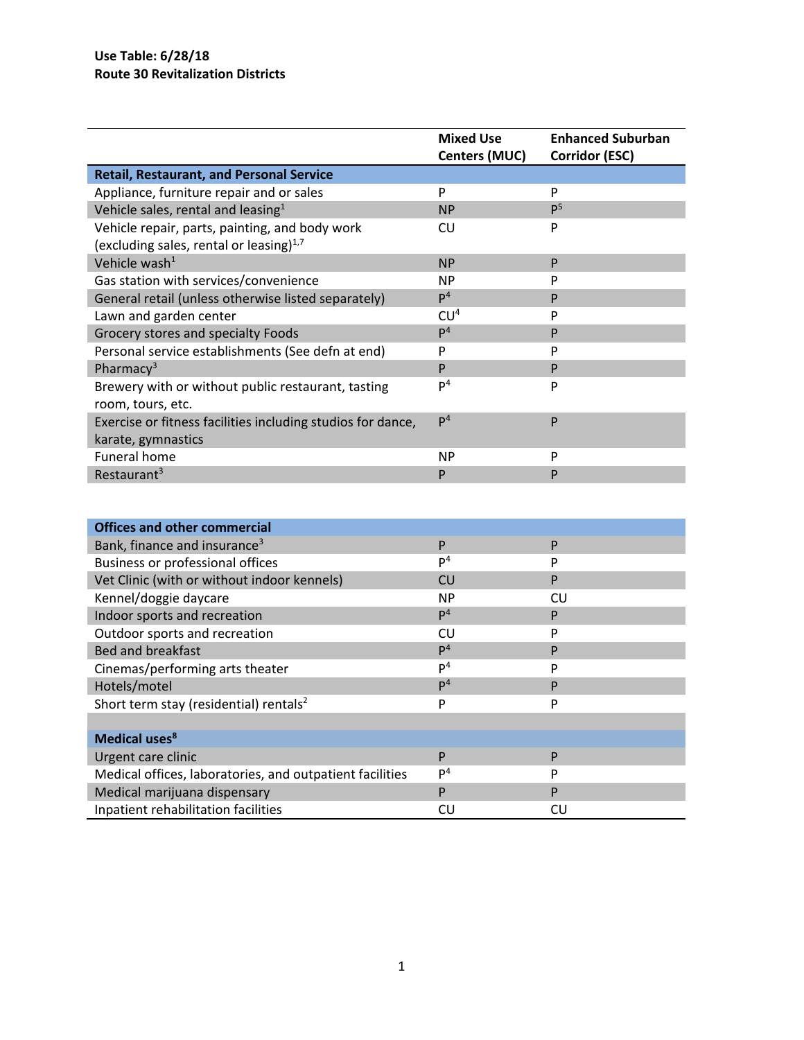**Use Table: 6/28/18**
**Route 30 Revitalization Districts**

| | Mixed Use Centers (MUC) | Enhanced Suburban Corridor (ESC) |
|---|---|---|
| **Retail, Restaurant, and Personal Service** | | |
| Appliance, furniture repair and or sales | P | P |
| Vehicle sales, rental and leasing[1] | NP | P[5] |
| Vehicle repair, parts, painting, and body work (excluding sales, rental or leasing)[1,7] | CU | P |
| Vehicle wash[1] | NP | P |
| Gas station with services/convenience | NP | P |
| General retail (unless otherwise listed separately) | P[4] | P |
| Lawn and garden center | CU[4] | P |
| Grocery stores and specialty Foods | P[4] | P |
| Personal service establishments (See defn at end) | P | P |
| Pharmacy[3] | P | P |
| Brewery with or without public restaurant, tasting room, tours, etc. | P[4] | P |
| Exercise or fitness facilities including studios for dance, karate, gymnastics | P[4] | P |
| Funeral home | NP | P |
| Restaurant[3] | P | P |
| | | |
| **Offices and other commercial** | | |
| Bank, finance and insurance[3] | P | P |
| Business or professional offices | P[4] | P |
| Vet Clinic (with or without indoor kennels) | CU | P |
| Kennel/doggie daycare | NP | CU |
| Indoor sports and recreation | P[4] | P |
| Outdoor sports and recreation | CU | P |
| Bed and breakfast | P[4] | P |
| Cinemas/performing arts theater | P[4] | P |
| Hotels/motel | P[4] | P |
| Short term stay (residential) rentals[2] | P | P |
| | | |
| **Medical uses[8]** | | |
| Urgent care clinic | P | P |
| Medical offices, laboratories, and outpatient facilities | P[4] | P |
| Medical marijuana dispensary | P | P |
| Inpatient rehabilitation facilities | CU | CU |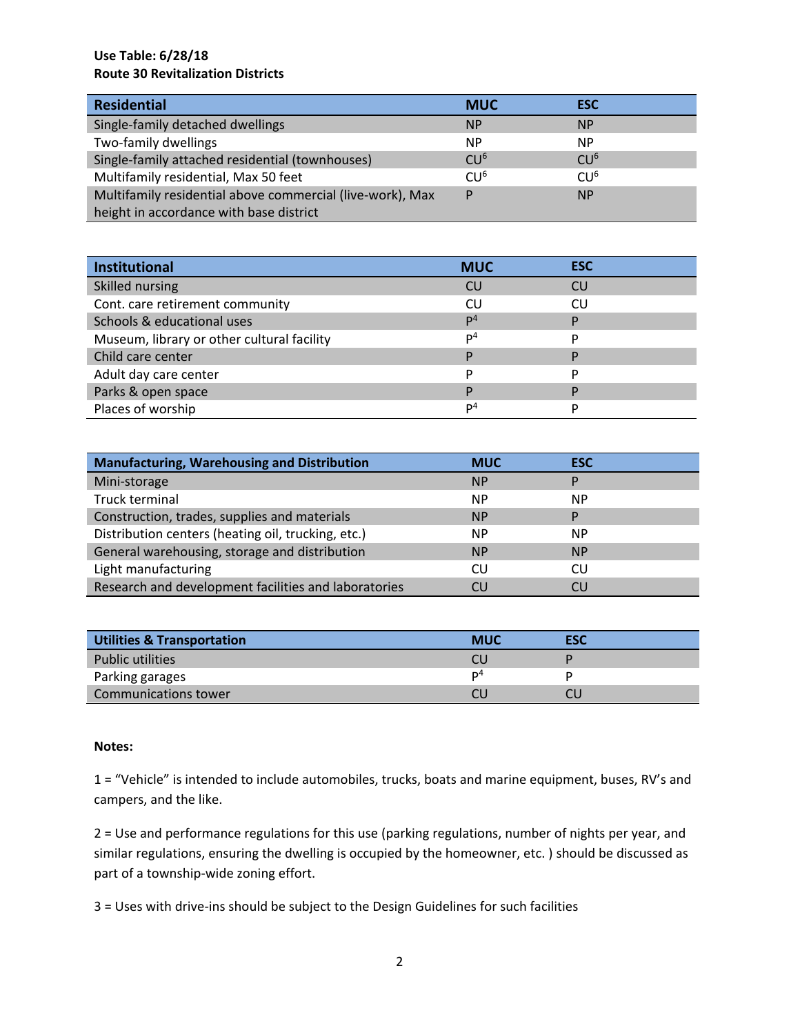**Use Table: 6/28/18**
**Route 30 Revitalization Districts**

| Residential | MUC | ESC |
|---|---|---|
| Single-family detached dwellings | NP | NP |
| Two-family dwellings | NP | NP |
| Single-family attached residential (townhouses) | CU[6] | CU[6] |
| Multifamily residential, Max 50 feet | CU[6] | CU[6] |
| Multifamily residential above commercial (live-work), Max height in accordance with base district | P | NP |

| Institutional | MUC | ESC |
|---|---|---|
| Skilled nursing | CU | CU |
| Cont. care retirement community | CU | CU |
| Schools & educational uses | P[4] | P |
| Museum, library or other cultural facility | P[4] | P |
| Child care center | P | P |
| Adult day care center | P | P |
| Parks & open space | P | P |
| Places of worship | P[4] | P |

| Manufacturing, Warehousing and Distribution | MUC | ESC |
|---|---|---|
| Mini-storage | NP | P |
| Truck terminal | NP | NP |
| Construction, trades, supplies and materials | NP | P |
| Distribution centers (heating oil, trucking, etc.) | NP | NP |
| General warehousing, storage and distribution | NP | NP |
| Light manufacturing | CU | CU |
| Research and development facilities and laboratories | CU | CU |

| Utilities & Transportation | MUC | ESC |
|---|---|---|
| Public utilities | CU | P |
| Parking garages | P[4] | P |
| Communications tower | CU | CU |

**Notes:**

1 = "Vehicle" is intended to include automobiles, trucks, boats and marine equipment, buses, RV's and campers, and the like.

2 = Use and performance regulations for this use (parking regulations, number of nights per year, and similar regulations, ensuring the dwelling is occupied by the homeowner, etc. ) should be discussed as part of a township-wide zoning effort.

3 = Uses with drive-ins should be subject to the Design Guidelines for such facilities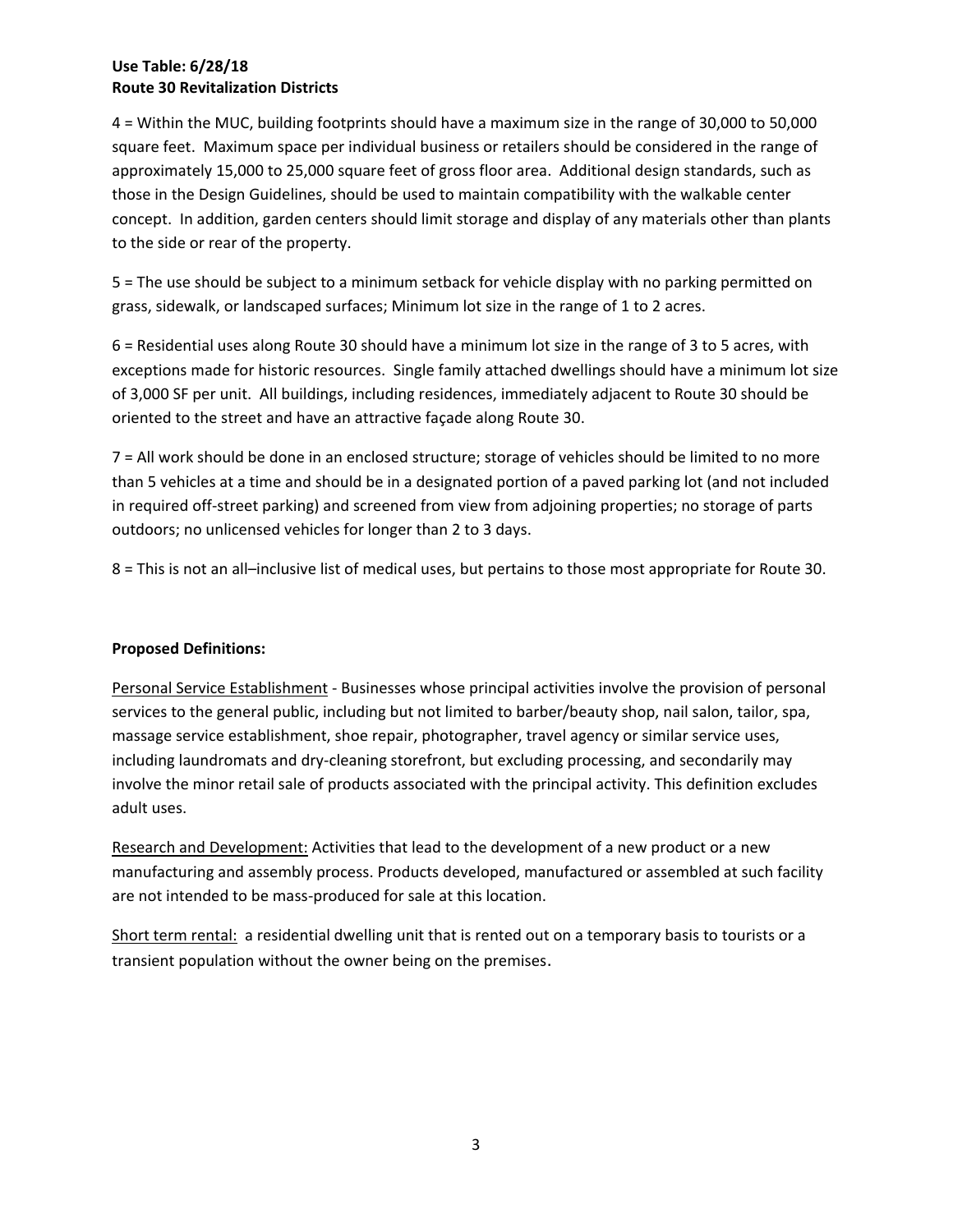**Use Table: 6/28/18**
**Route 30 Revitalization Districts**

4 = Within the MUC, building footprints should have a maximum size in the range of 30,000 to 50,000 square feet. Maximum space per individual business or retailers should be considered in the range of approximately 15,000 to 25,000 square feet of gross floor area. Additional design standards, such as those in the Design Guidelines, should be used to maintain compatibility with the walkable center concept. In addition, garden centers should limit storage and display of any materials other than plants to the side or rear of the property.

5 = The use should be subject to a minimum setback for vehicle display with no parking permitted on grass, sidewalk, or landscaped surfaces; Minimum lot size in the range of 1 to 2 acres.

6 = Residential uses along Route 30 should have a minimum lot size in the range of 3 to 5 acres, with exceptions made for historic resources. Single family attached dwellings should have a minimum lot size of 3,000 SF per unit. All buildings, including residences, immediately adjacent to Route 30 should be oriented to the street and have an attractive façade along Route 30.

7 = All work should be done in an enclosed structure; storage of vehicles should be limited to no more than 5 vehicles at a time and should be in a designated portion of a paved parking lot (and not included in required off-street parking) and screened from view from adjoining properties; no storage of parts outdoors; no unlicensed vehicles for longer than 2 to 3 days.

8 = This is not an all–inclusive list of medical uses, but pertains to those most appropriate for Route 30.

**Proposed Definitions:**

Personal Service Establishment - Businesses whose principal activities involve the provision of personal services to the general public, including but not limited to barber/beauty shop, nail salon, tailor, spa, massage service establishment, shoe repair, photographer, travel agency or similar service uses, including laundromats and dry-cleaning storefront, but excluding processing, and secondarily may involve the minor retail sale of products associated with the principal activity. This definition excludes adult uses.

Research and Development: Activities that lead to the development of a new product or a new manufacturing and assembly process. Products developed, manufactured or assembled at such facility are not intended to be mass-produced for sale at this location.

Short term rental: a residential dwelling unit that is rented out on a temporary basis to tourists or a transient population without the owner being on the premises.